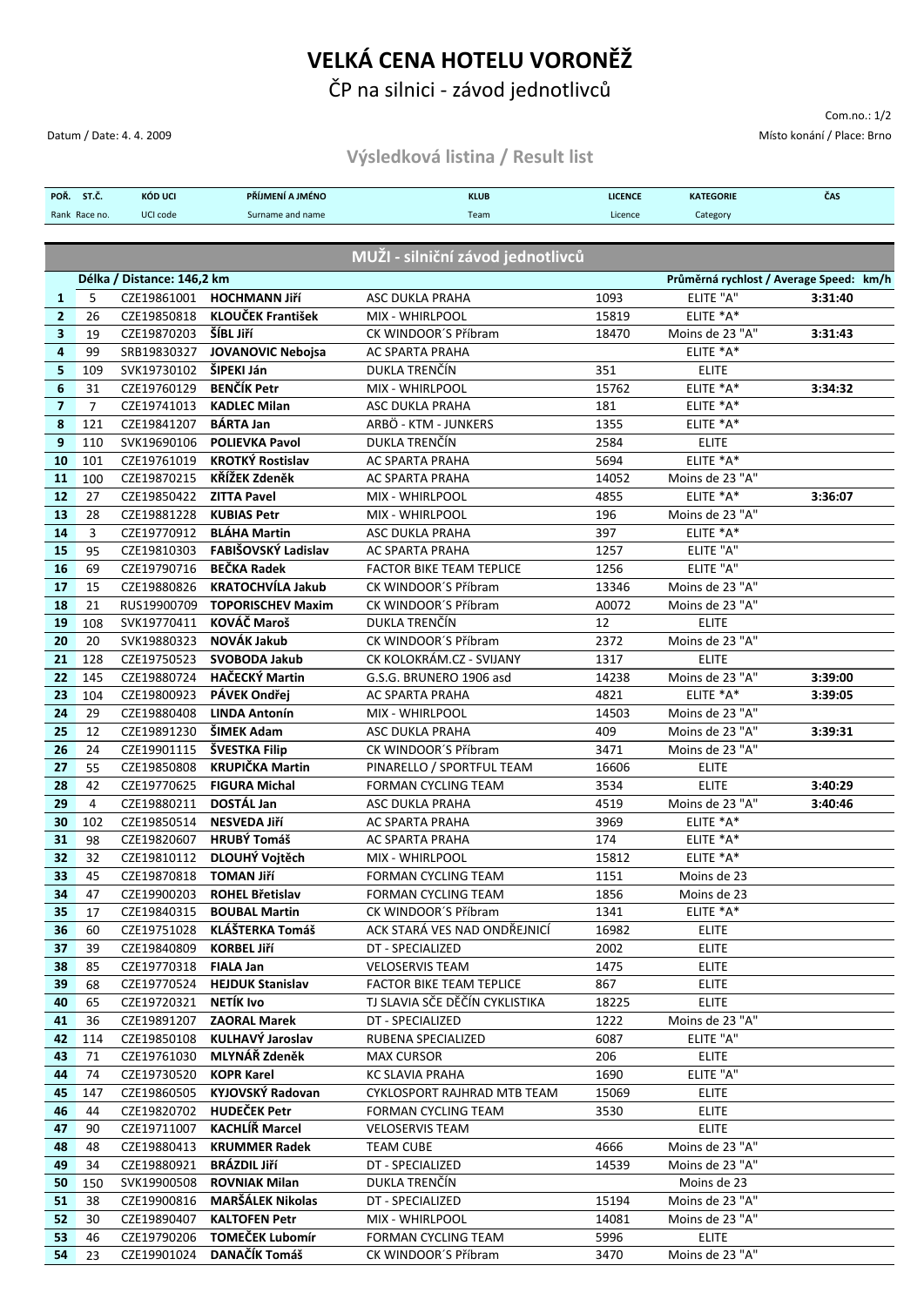# VELKÁ CENA HOTELU VORONĚŽ

ČP na silnici - závod jednotlivců

Com.no.: 1/2

Datum / Date: 4. 4. 2009

Místo konání / Place: Brno

## Výsledková listina / Result list

| POŘ. Rank | ST.Č. Race no. | KÓD UCI UCI code | PŘÍJMENÍ A JMÉNO Surname and name | KLUB Team | LICENCE Licence | KATEGORIE Category | ČAS |
|---|---|---|---|---|---|---|---|
| | | | **MUŽI - silniční závod jednotlivců** | | | | |
| | Délka / Distance: 146,2 km | | | | | Průměrná rychlost / Average Speed: | km/h |
| 1 | 5 | CZE19861001 | **HOCHMANN Jiří** | ASC DUKLA PRAHA | 1093 | ELITE "A" | 3:31:40 |
| 2 | 26 | CZE19850818 | **KLOUČEK František** | MIX - WHIRLPOOL | 15819 | ELITE *A* | |
| 3 | 19 | CZE19870203 | **ŠÍBL Jiří** | CK WINDOOR´S Příbram | 18470 | Moins de 23 "A" | 3:31:43 |
| 4 | 99 | SRB19830327 | **JOVANOVIC Nebojsa** | AC SPARTA PRAHA | | ELITE *A* | |
| 5 | 109 | SVK19730102 | **ŠIPEKI Ján** | DUKLA TRENČÍN | 351 | ELITE | |
| 6 | 31 | CZE19760129 | **BENČÍK Petr** | MIX - WHIRLPOOL | 15762 | ELITE *A* | 3:34:32 |
| 7 | 7 | CZE19741013 | **KADLEC Milan** | ASC DUKLA PRAHA | 181 | ELITE *A* | |
| 8 | 121 | CZE19841207 | **BÁRTA Jan** | ARBÖ - KTM - JUNKERS | 1355 | ELITE *A* | |
| 9 | 110 | SVK19690106 | **POLIEVKA Pavol** | DUKLA TRENČÍN | 2584 | ELITE | |
| 10 | 101 | CZE19761019 | **KROTKÝ Rostislav** | AC SPARTA PRAHA | 5694 | ELITE *A* | |
| 11 | 100 | CZE19870215 | **KŘÍŽEK Zdeněk** | AC SPARTA PRAHA | 14052 | Moins de 23 "A" | |
| 12 | 27 | CZE19850422 | **ZITTA Pavel** | MIX - WHIRLPOOL | 4855 | ELITE *A* | 3:36:07 |
| 13 | 28 | CZE19881228 | **KUBIAS Petr** | MIX - WHIRLPOOL | 196 | Moins de 23 "A" | |
| 14 | 3 | CZE19770912 | **BLÁHA Martin** | ASC DUKLA PRAHA | 397 | ELITE *A* | |
| 15 | 95 | CZE19810303 | **FABIŠOVSKÝ Ladislav** | AC SPARTA PRAHA | 1257 | ELITE "A" | |
| 16 | 69 | CZE19790716 | **BEČKA Radek** | FACTOR BIKE TEAM TEPLICE | 1256 | ELITE "A" | |
| 17 | 15 | CZE19880826 | **KRATOCHVÍLA Jakub** | CK WINDOOR´S Příbram | 13346 | Moins de 23 "A" | |
| 18 | 21 | RUS19900709 | **TOPORISCHEV Maxim** | CK WINDOOR´S Příbram | A0072 | Moins de 23 "A" | |
| 19 | 108 | SVK19770411 | **KOVÁČ Maroš** | DUKLA TRENČÍN | 12 | ELITE | |
| 20 | 20 | SVK19880323 | **NOVÁK Jakub** | CK WINDOOR´S Příbram | 2372 | Moins de 23 "A" | |
| 21 | 128 | CZE19750523 | **SVOBODA Jakub** | CK KOLOKRÁM.CZ - SVIJANY | 1317 | ELITE | |
| 22 | 145 | CZE19880724 | **HAČECKÝ Martin** | G.S.G. BRUNERO 1906 asd | 14238 | Moins de 23 "A" | 3:39:00 |
| 23 | 104 | CZE19800923 | **PÁVEK Ondřej** | AC SPARTA PRAHA | 4821 | ELITE *A* | 3:39:05 |
| 24 | 29 | CZE19880408 | **LINDA Antonín** | MIX - WHIRLPOOL | 14503 | Moins de 23 "A" | |
| 25 | 12 | CZE19891230 | **ŠIMEK Adam** | ASC DUKLA PRAHA | 409 | Moins de 23 "A" | 3:39:31 |
| 26 | 24 | CZE19901115 | **ŠVESTKA Filip** | CK WINDOOR´S Příbram | 3471 | Moins de 23 "A" | |
| 27 | 55 | CZE19850808 | **KRUPIČKA Martin** | PINARELLO / SPORTFUL TEAM | 16606 | ELITE | |
| 28 | 42 | CZE19770625 | **FIGURA Michal** | FORMAN CYCLING TEAM | 3534 | ELITE | 3:40:29 |
| 29 | 4 | CZE19880211 | **DOSTÁL Jan** | ASC DUKLA PRAHA | 4519 | Moins de 23 "A" | 3:40:46 |
| 30 | 102 | CZE19850514 | **NESVEDA Jiří** | AC SPARTA PRAHA | 3969 | ELITE *A* | |
| 31 | 98 | CZE19820607 | **HRUBÝ Tomáš** | AC SPARTA PRAHA | 174 | ELITE *A* | |
| 32 | 32 | CZE19810112 | **DLOUHÝ Vojtěch** | MIX - WHIRLPOOL | 15812 | ELITE *A* | |
| 33 | 45 | CZE19870818 | **TOMAN Jiří** | FORMAN CYCLING TEAM | 1151 | Moins de 23 | |
| 34 | 47 | CZE19900203 | **ROHEL Břetislav** | FORMAN CYCLING TEAM | 1856 | Moins de 23 | |
| 35 | 17 | CZE19840315 | **BOUBAL Martin** | CK WINDOOR´S Příbram | 1341 | ELITE *A* | |
| 36 | 60 | CZE19751028 | **KLÁŠTERKA Tomáš** | ACK STARÁ VES NAD ONDŘEJNICÍ | 16982 | ELITE | |
| 37 | 39 | CZE19840809 | **KORBEL Jiří** | DT - SPECIALIZED | 2002 | ELITE | |
| 38 | 85 | CZE19770318 | **FIALA Jan** | VELOSERVIS TEAM | 1475 | ELITE | |
| 39 | 68 | CZE19770524 | **HEJDUK Stanislav** | FACTOR BIKE TEAM TEPLICE | 867 | ELITE | |
| 40 | 65 | CZE19720321 | **NETÍK Ivo** | TJ SLAVIA SČE DĚČÍN CYKLISTIKA | 18225 | ELITE | |
| 41 | 36 | CZE19891207 | **ZAORAL Marek** | DT - SPECIALIZED | 1222 | Moins de 23 "A" | |
| 42 | 114 | CZE19850108 | **KULHAVÝ Jaroslav** | RUBENA SPECIALIZED | 6087 | ELITE "A" | |
| 43 | 71 | CZE19761030 | **MLYNÁŘ Zdeněk** | MAX CURSOR | 206 | ELITE | |
| 44 | 74 | CZE19730520 | **KOPR Karel** | KC SLAVIA PRAHA | 1690 | ELITE "A" | |
| 45 | 147 | CZE19860505 | **KYJOVSKÝ Radovan** | CYKLOSPORT RAJHRAD MTB TEAM | 15069 | ELITE | |
| 46 | 44 | CZE19820702 | **HUDEČEK Petr** | FORMAN CYCLING TEAM | 3530 | ELITE | |
| 47 | 90 | CZE19711007 | **KACHLÍŘ Marcel** | VELOSERVIS TEAM | | ELITE | |
| 48 | 48 | CZE19880413 | **KRUMMER Radek** | TEAM CUBE | 4666 | Moins de 23 "A" | |
| 49 | 34 | CZE19880921 | **BRÁZDIL Jiří** | DT - SPECIALIZED | 14539 | Moins de 23 "A" | |
| 50 | 150 | SVK19900508 | **ROVNIAK Milan** | DUKLA TRENČÍN | | Moins de 23 | |
| 51 | 38 | CZE19900816 | **MARŠÁLEK Nikolas** | DT - SPECIALIZED | 15194 | Moins de 23 "A" | |
| 52 | 30 | CZE19890407 | **KALTOFEN Petr** | MIX - WHIRLPOOL | 14081 | Moins de 23 "A" | |
| 53 | 46 | CZE19790206 | **TOMEČEK Lubomír** | FORMAN CYCLING TEAM | 5996 | ELITE | |
| 54 | 23 | CZE19901024 | **DANAČÍK Tomáš** | CK WINDOOR´S Příbram | 3470 | Moins de 23 "A" | |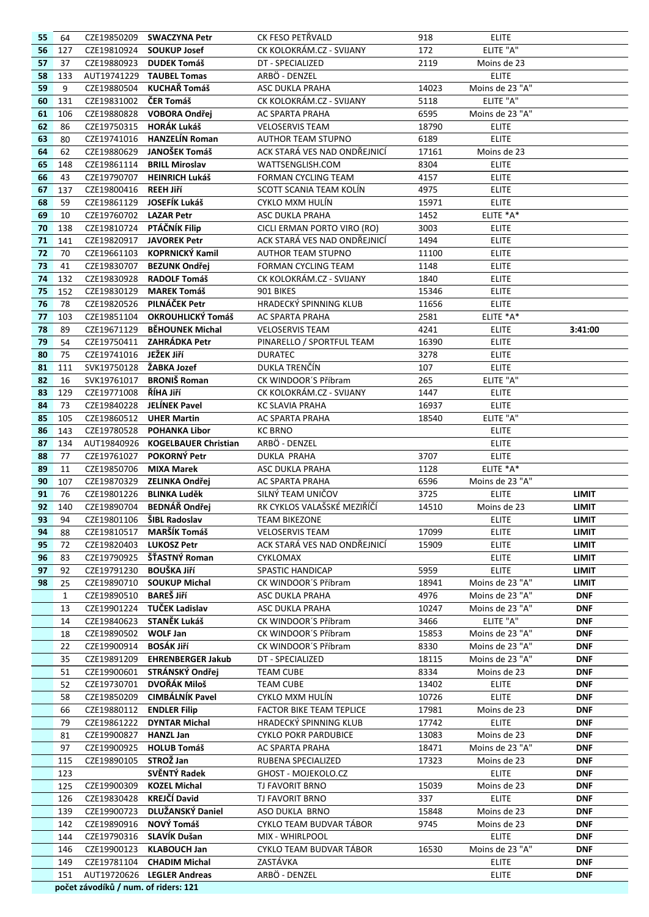| | | | | | | | |
|---|---|---|---|---|---|---|---|
| 55 | 64 | CZE19850209 | **SWACZYNA Petr** | CK FESO PETŘVALD | 918 | ELITE | |
| 56 | 127 | CZE19810924 | **SOUKUP Josef** | CK KOLOKRÁM.CZ - SVIJANY | 172 | ELITE "A" | |
| 57 | 37 | CZE19880923 | **DUDEK Tomáš** | DT - SPECIALIZED | 2119 | Moins de 23 | |
| 58 | 133 | AUT19741229 | **TAUBEL Tomas** | ARBÖ - DENZEL | | ELITE | |
| 59 | 9 | CZE19880504 | **KUCHAŘ Tomáš** | ASC DUKLA PRAHA | 14023 | Moins de 23 "A" | |
| 60 | 131 | CZE19831002 | **ČER Tomáš** | CK KOLOKRÁM.CZ - SVIJANY | 5118 | ELITE "A" | |
| 61 | 106 | CZE19880828 | **VOBORA Ondřej** | AC SPARTA PRAHA | 6595 | Moins de 23 "A" | |
| 62 | 86 | CZE19750315 | **HORÁK Lukáš** | VELOSERVIS TEAM | 18790 | ELITE | |
| 63 | 80 | CZE19741016 | **HANZELÍN Roman** | AUTHOR TEAM STUPNO | 6189 | ELITE | |
| 64 | 62 | CZE19880629 | **JANOŠEK Tomáš** | ACK STARÁ VES NAD ONDŘEJNICÍ | 17161 | Moins de 23 | |
| 65 | 148 | CZE19861114 | **BRILL Miroslav** | WATTSENGLISH.COM | 8304 | ELITE | |
| 66 | 43 | CZE19790707 | **HEINRICH Lukáš** | FORMAN CYCLING TEAM | 4157 | ELITE | |
| 67 | 137 | CZE19800416 | **REEH Jiří** | SCOTT SCANIA TEAM KOLÍN | 4975 | ELITE | |
| 68 | 59 | CZE19861129 | **JOSEFÍK Lukáš** | CYKLO MXM HULÍN | 15971 | ELITE | |
| 69 | 10 | CZE19760702 | **LAZAR Petr** | ASC DUKLA PRAHA | 1452 | ELITE *A* | |
| 70 | 138 | CZE19810724 | **PTÁČNÍK Filip** | CICLI ERMAN PORTO VIRO (RO) | 3003 | ELITE | |
| 71 | 141 | CZE19820917 | **JAVOREK Petr** | ACK STARÁ VES NAD ONDŘEJNICÍ | 1494 | ELITE | |
| 72 | 70 | CZE19661103 | **KOPRNICKÝ Kamil** | AUTHOR TEAM STUPNO | 11100 | ELITE | |
| 73 | 41 | CZE19830707 | **BEZUNK Ondřej** | FORMAN CYCLING TEAM | 1148 | ELITE | |
| 74 | 132 | CZE19830928 | **RADOLF Tomáš** | CK KOLOKRÁM.CZ - SVIJANY | 1840 | ELITE | |
| 75 | 152 | CZE19830129 | **MAREK Tomáš** | 901 BIKES | 15346 | ELITE | |
| 76 | 78 | CZE19820526 | **PILNÁČEK Petr** | HRADECKÝ SPINNING KLUB | 11656 | ELITE | |
| 77 | 103 | CZE19851104 | **OKROUHLICKÝ Tomáš** | AC SPARTA PRAHA | 2581 | ELITE *A* | |
| 78 | 89 | CZE19671129 | **BĚHOUNEK Michal** | VELOSERVIS TEAM | 4241 | ELITE | **3:41:00** |
| 79 | 54 | CZE19750411 | **ZAHRÁDKA Petr** | PINARELLO / SPORTFUL TEAM | 16390 | ELITE | |
| 80 | 75 | CZE19741016 | **JEŽEK Jiří** | DURATEC | 3278 | ELITE | |
| 81 | 111 | SVK19750128 | **ŽABKA Jozef** | DUKLA TRENČÍN | 107 | ELITE | |
| 82 | 16 | SVK19761017 | **BRONIŠ Roman** | CK WINDOOR´S Příbram | 265 | ELITE "A" | |
| 83 | 129 | CZE19771008 | **ŘÍHA Jiří** | CK KOLOKRÁM.CZ - SVIJANY | 1447 | ELITE | |
| 84 | 73 | CZE19840228 | **JELÍNEK Pavel** | KC SLAVIA PRAHA | 16937 | ELITE | |
| 85 | 105 | CZE19860512 | **UHER Martin** | AC SPARTA PRAHA | 18540 | ELITE "A" | |
| 86 | 143 | CZE19780528 | **POHANKA Libor** | KC BRNO | | ELITE | |
| 87 | 134 | AUT19840926 | **KOGELBAUER Christian** | ARBÖ - DENZEL | | ELITE | |
| 88 | 77 | CZE19761027 | **POKORNÝ Petr** | DUKLA PRAHA | 3707 | ELITE | |
| 89 | 11 | CZE19850706 | **MIXA Marek** | ASC DUKLA PRAHA | 1128 | ELITE *A* | |
| 90 | 107 | CZE19870329 | **ZELINKA Ondřej** | AC SPARTA PRAHA | 6596 | Moins de 23 "A" | |
| 91 | 76 | CZE19801226 | **BLINKA Luděk** | SILNÝ TEAM UNIČOV | 3725 | ELITE | **LIMIT** |
| 92 | 140 | CZE19890704 | **BEDNÁŘ Ondřej** | RK CYKLOS VALAŠSKÉ MEZIŘÍČÍ | 14510 | Moins de 23 | **LIMIT** |
| 93 | 94 | CZE19801106 | **ŠIBL Radoslav** | TEAM BIKEZONE | | ELITE | **LIMIT** |
| 94 | 88 | CZE19810517 | **MARŠÍK Tomáš** | VELOSERVIS TEAM | 17099 | ELITE | **LIMIT** |
| 95 | 72 | CZE19820403 | **LUKOSZ Petr** | ACK STARÁ VES NAD ONDŘEJNICÍ | 15909 | ELITE | **LIMIT** |
| 96 | 83 | CZE19790925 | **ŠŤASTNÝ Roman** | CYKLOMAX | | ELITE | **LIMIT** |
| 97 | 92 | CZE19791230 | **BOUŠKA Jiří** | SPASTIC HANDICAP | 5959 | ELITE | **LIMIT** |
| 98 | 25 | CZE19890710 | **SOUKUP Michal** | CK WINDOOR´S Příbram | 18941 | Moins de 23 "A" | **LIMIT** |
| | 1 | CZE19890510 | **BAREŠ Jiří** | ASC DUKLA PRAHA | 4976 | Moins de 23 "A" | **DNF** |
| | 13 | CZE19901224 | **TUČEK Ladislav** | ASC DUKLA PRAHA | 10247 | Moins de 23 "A" | **DNF** |
| | 14 | CZE19840623 | **STANĚK Lukáš** | CK WINDOOR´S Příbram | 3466 | ELITE "A" | **DNF** |
| | 18 | CZE19890502 | **WOLF Jan** | CK WINDOOR´S Příbram | 15853 | Moins de 23 "A" | **DNF** |
| | 22 | CZE19900914 | **BOSÁK Jiří** | CK WINDOOR´S Příbram | 8330 | Moins de 23 "A" | **DNF** |
| | 35 | CZE19891209 | **EHRENBERGER Jakub** | DT - SPECIALIZED | 18115 | Moins de 23 "A" | **DNF** |
| | 51 | CZE19900601 | **STRÁNSKÝ Ondřej** | TEAM CUBE | 8334 | Moins de 23 | **DNF** |
| | 52 | CZE19730701 | **DVOŘÁK Miloš** | TEAM CUBE | 13402 | ELITE | **DNF** |
| | 58 | CZE19850209 | **CIMBÁLNÍK Pavel** | CYKLO MXM HULÍN | 10726 | ELITE | **DNF** |
| | 66 | CZE19880112 | **ENDLER Filip** | FACTOR BIKE TEAM TEPLICE | 17981 | Moins de 23 | **DNF** |
| | 79 | CZE19861222 | **DYNTAR Michal** | HRADECKÝ SPINNING KLUB | 17742 | ELITE | **DNF** |
| | 81 | CZE19900827 | **HANZL Jan** | CYKLO POKR PARDUBICE | 13083 | Moins de 23 | **DNF** |
| | 97 | CZE19900925 | **HOLUB Tomáš** | AC SPARTA PRAHA | 18471 | Moins de 23 "A" | **DNF** |
| | 115 | CZE19890105 | **STROŽ Jan** | RUBENA SPECIALIZED | 17323 | Moins de 23 | **DNF** |
| | 123 | | **SVĚNTÝ Radek** | GHOST - MOJEKOLO.CZ | | ELITE | **DNF** |
| | 125 | CZE19900309 | **KOZEL Michal** | TJ FAVORIT BRNO | 15039 | Moins de 23 | **DNF** |
| | 126 | CZE19830428 | **KREJČÍ David** | TJ FAVORIT BRNO | 337 | ELITE | **DNF** |
| | 139 | CZE19900723 | **DLUŽANSKÝ Daniel** | ASO DUKLA BRNO | 15848 | Moins de 23 | **DNF** |
| | 142 | CZE19890916 | **NOVÝ Tomáš** | CYKLO TEAM BUDVAR TÁBOR | 9745 | Moins de 23 | **DNF** |
| | 144 | CZE19790316 | **SLAVÍK Dušan** | MIX - WHIRLPOOL | | ELITE | **DNF** |
| | 146 | CZE19900123 | **KLABOUCH Jan** | CYKLO TEAM BUDVAR TÁBOR | 16530 | Moins de 23 "A" | **DNF** |
| | 149 | CZE19781104 | **CHADIM Michal** | ZASTÁVKA | | ELITE | **DNF** |
| | 151 | AUT19720626 | **LEGLER Andreas** | ARBÖ - DENZEL | | ELITE | **DNF** |

**počet závodíků / num. of riders: 121**